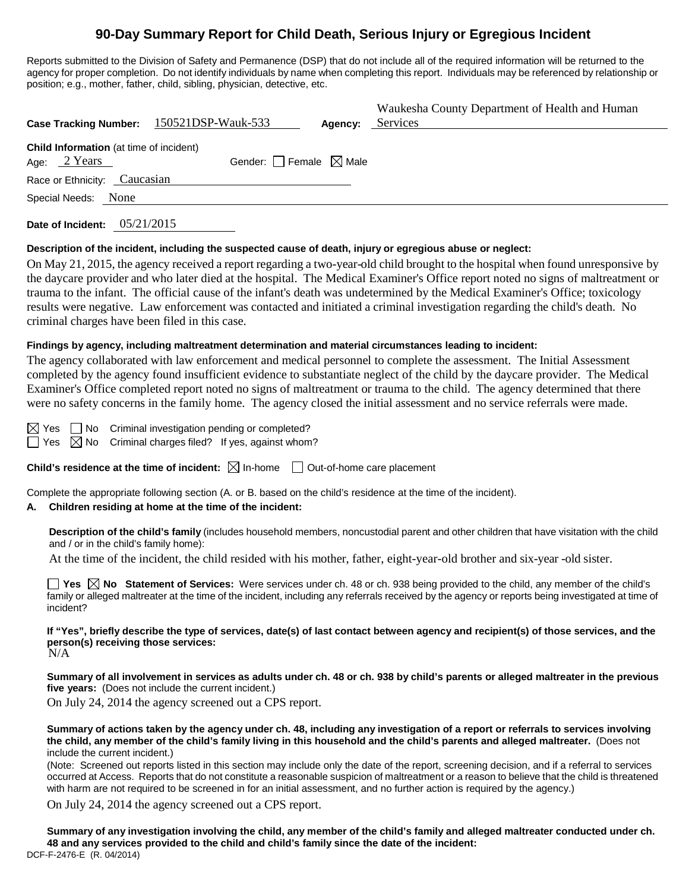# 90-Day Summary Report for Child Death, Serious Injury or Egregious Incident

Reports submitted to the Division of Safety and Permanence (DSP) that do not include all of the required information will be returned to the agency for proper completion. Do not identify individuals by name when completing this report. Individuals may be referenced by relationship or position; e.g., mother, father, child, sibling, physician, detective, etc.

**Case Tracking Number:** 150521DSP-Wauk-533 **Agency:** Waukesha County Department of Health and Human Services

**Child Information** (at time of incident)

Age: 2 Years Gender: ☐ Female ☒ Male

Race or Ethnicity: Caucasian

Special Needs: None

**Date of Incident:** 05/21/2015

**Description of the incident, including the suspected cause of death, injury or egregious abuse or neglect:**

On May 21, 2015, the agency received a report regarding a two-year-old child brought to the hospital when found unresponsive by the daycare provider and who later died at the hospital. The Medical Examiner's Office report noted no signs of maltreatment or trauma to the infant. The official cause of the infant's death was undetermined by the Medical Examiner's Office; toxicology results were negative. Law enforcement was contacted and initiated a criminal investigation regarding the child's death. No criminal charges have been filed in this case.

**Findings by agency, including maltreatment determination and material circumstances leading to incident:**

The agency collaborated with law enforcement and medical personnel to complete the assessment. The Initial Assessment completed by the agency found insufficient evidence to substantiate neglect of the child by the daycare provider. The Medical Examiner's Office completed report noted no signs of maltreatment or trauma to the child. The agency determined that there were no safety concerns in the family home. The agency closed the initial assessment and no service referrals were made.

☒ Yes ☐ No Criminal investigation pending or completed?

☐ Yes ☒ No Criminal charges filed? If yes, against whom?

**Child's residence at the time of incident:** ☒ In-home ☐ Out-of-home care placement

Complete the appropriate following section (A. or B. based on the child's residence at the time of the incident).

**A. Children residing at home at the time of the incident:**

**Description of the child's family** (includes household members, noncustodial parent and other children that have visitation with the child and / or in the child's family home):

At the time of the incident, the child resided with his mother, father, eight-year-old brother and six-year -old sister.

☐ **Yes** ☒ **No Statement of Services:** Were services under ch. 48 or ch. 938 being provided to the child, any member of the child's family or alleged maltreater at the time of the incident, including any referrals received by the agency or reports being investigated at time of incident?

**If "Yes", briefly describe the type of services, date(s) of last contact between agency and recipient(s) of those services, and the person(s) receiving those services:**

N/A

**Summary of all involvement in services as adults under ch. 48 or ch. 938 by child's parents or alleged maltreater in the previous five years:** (Does not include the current incident.)

On July 24, 2014 the agency screened out a CPS report.

**Summary of actions taken by the agency under ch. 48, including any investigation of a report or referrals to services involving the child, any member of the child's family living in this household and the child's parents and alleged maltreater.** (Does not include the current incident.)

(Note: Screened out reports listed in this section may include only the date of the report, screening decision, and if a referral to services occurred at Access. Reports that do not constitute a reasonable suspicion of maltreatment or a reason to believe that the child is threatened with harm are not required to be screened in for an initial assessment, and no further action is required by the agency.)

On July 24, 2014 the agency screened out a CPS report.

**Summary of any investigation involving the child, any member of the child's family and alleged maltreater conducted under ch. 48 and any services provided to the child and child's family since the date of the incident:**

DCF-F-2476-E (R. 04/2014)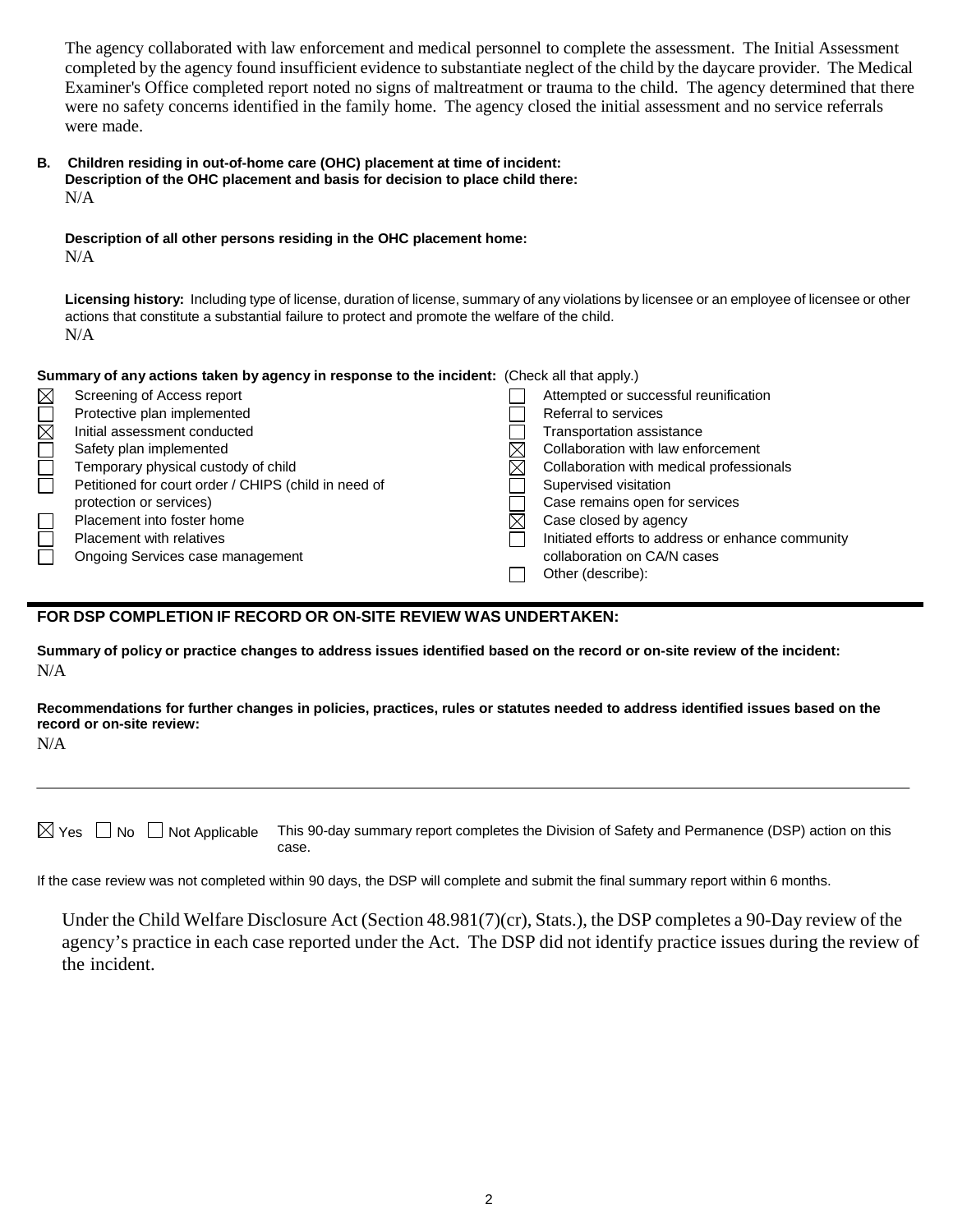The agency collaborated with law enforcement and medical personnel to complete the assessment. The Initial Assessment completed by the agency found insufficient evidence to substantiate neglect of the child by the daycare provider. The Medical Examiner's Office completed report noted no signs of maltreatment or trauma to the child. The agency determined that there were no safety concerns identified in the family home. The agency closed the initial assessment and no service referrals were made.

**B. Children residing in out-of-home care (OHC) placement at time of incident:**
**Description of the OHC placement and basis for decision to place child there:**
N/A

**Description of all other persons residing in the OHC placement home:**
N/A

**Licensing history:** Including type of license, duration of license, summary of any violations by licensee or an employee of licensee or other actions that constitute a substantial failure to protect and promote the welfare of the child.
N/A

**Summary of any actions taken by agency in response to the incident:** (Check all that apply.)

- ☒ Screening of Access report
- ☐ Protective plan implemented
- ☒ Initial assessment conducted
- ☐ Safety plan implemented
- ☐ Temporary physical custody of child
- ☐ Petitioned for court order / CHIPS (child in need of protection or services)
- ☐ Placement into foster home
- ☐ Placement with relatives
- ☐ Ongoing Services case management
- ☐ Attempted or successful reunification
- ☐ Referral to services
- ☐ Transportation assistance
- ☒ Collaboration with law enforcement
- ☒ Collaboration with medical professionals
- ☐ Supervised visitation
- ☐ Case remains open for services
- ☒ Case closed by agency
- ☐ Initiated efforts to address or enhance community collaboration on CA/N cases
- ☐ Other (describe):

---

**FOR DSP COMPLETION IF RECORD OR ON-SITE REVIEW WAS UNDERTAKEN:**

**Summary of policy or practice changes to address issues identified based on the record or on-site review of the incident:**
N/A

**Recommendations for further changes in policies, practices, rules or statutes needed to address identified issues based on the record or on-site review:**
N/A

---

☒ Yes ☐ No ☐ Not Applicable This 90-day summary report completes the Division of Safety and Permanence (DSP) action on this case.

If the case review was not completed within 90 days, the DSP will complete and submit the final summary report within 6 months.

Under the Child Welfare Disclosure Act (Section 48.981(7)(cr), Stats.), the DSP completes a 90-Day review of the agency's practice in each case reported under the Act. The DSP did not identify practice issues during the review of the incident.